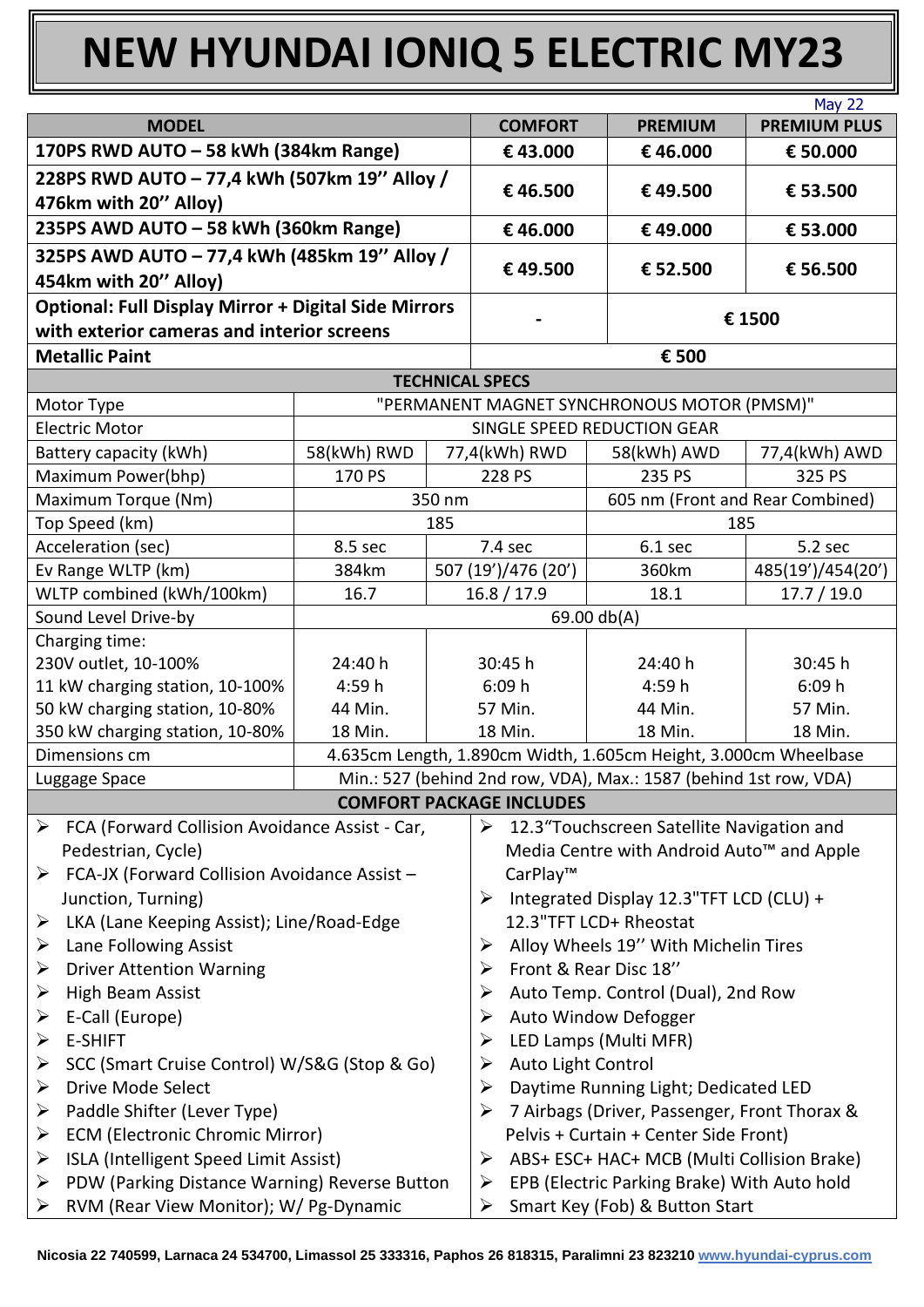# NEW HYUNDAI IONIQ 5 ELECTRIC MY23

May 22

| MODEL | COMFORT | PREMIUM | PREMIUM PLUS |
|---|---|---|---|
| **170PS RWD AUTO – 58 kWh (384km Range)** | **€ 43.000** | **€ 46.000** | **€ 50.000** |
| **228PS RWD AUTO – 77,4 kWh (507km 19'' Alloy / 476km with 20'' Alloy)** | **€ 46.500** | **€ 49.500** | **€ 53.500** |
| **235PS AWD AUTO – 58 kWh (360km Range)** | **€ 46.000** | **€ 49.000** | **€ 53.000** |
| **325PS AWD AUTO – 77,4 kWh (485km 19'' Alloy / 454km with 20'' Alloy)** | **€ 49.500** | **€ 52.500** | **€ 56.500** |
| **Optional: Full Display Mirror + Digital Side Mirrors with exterior cameras and interior screens** | **-** | **€ 1500** | |
| **Metallic Paint** | **€ 500** | | |

## TECHNICAL SPECS

| | 58(kWh) RWD | 77,4(kWh) RWD | 58(kWh) AWD | 77,4(kWh) AWD |
|---|---|---|---|---|
| Motor Type | "PERMANENT MAGNET SYNCHRONOUS MOTOR (PMSM)" | | | |
| Electric Motor | SINGLE SPEED REDUCTION GEAR | | | |
| Battery capacity (kWh) | 58(kWh) RWD | 77,4(kWh) RWD | 58(kWh) AWD | 77,4(kWh) AWD |
| Maximum Power(bhp) | 170 PS | 228 PS | 235 PS | 325 PS |
| Maximum Torque (Nm) | 350 nm | | 605 nm (Front and Rear Combined) | |
| Top Speed (km) | 185 | | 185 | |
| Acceleration (sec) | 8.5 sec | 7.4 sec | 6.1 sec | 5.2 sec |
| Ev Range WLTP (km) | 384km | 507 (19')/476 (20') | 360km | 485(19')/454(20') |
| WLTP combined (kWh/100km) | 16.7 | 16.8 / 17.9 | 18.1 | 17.7 / 19.0 |
| Sound Level Drive-by | 69.00 db(A) | | | |
| Charging time: | | | | |
| 230V outlet, 10-100% | 24:40 h | 30:45 h | 24:40 h | 30:45 h |
| 11 kW charging station, 10-100% | 4:59 h | 6:09 h | 4:59 h | 6:09 h |
| 50 kW charging station, 10-80% | 44 Min. | 57 Min. | 44 Min. | 57 Min. |
| 350 kW charging station, 10-80% | 18 Min. | 18 Min. | 18 Min. | 18 Min. |
| Dimensions cm | 4.635cm Length, 1.890cm Width, 1.605cm Height, 3.000cm Wheelbase | | | |
| Luggage Space | Min.: 527 (behind 2nd row, VDA), Max.: 1587 (behind 1st row, VDA) | | | |

## COMFORT PACKAGE INCLUDES

- FCA (Forward Collision Avoidance Assist - Car, Pedestrian, Cycle)
- FCA-JX (Forward Collision Avoidance Assist – Junction, Turning)
- LKA (Lane Keeping Assist); Line/Road-Edge
- Lane Following Assist
- Driver Attention Warning
- High Beam Assist
- E-Call (Europe)
- E-SHIFT
- SCC (Smart Cruise Control) W/S&G (Stop & Go)
- Drive Mode Select
- Paddle Shifter (Lever Type)
- ECM (Electronic Chromic Mirror)
- ISLA (Intelligent Speed Limit Assist)
- PDW (Parking Distance Warning) Reverse Button
- RVM (Rear View Monitor); W/ Pg-Dynamic
- 12.3"Touchscreen Satellite Navigation and Media Centre with Android Auto™ and Apple CarPlay™
- Integrated Display 12.3"TFT LCD (CLU) + 12.3"TFT LCD+ Rheostat
- Alloy Wheels 19'' With Michelin Tires
- Front & Rear Disc 18''
- Auto Temp. Control (Dual), 2nd Row
- Auto Window Defogger
- LED Lamps (Multi MFR)
- Auto Light Control
- Daytime Running Light; Dedicated LED
- 7 Airbags (Driver, Passenger, Front Thorax & Pelvis + Curtain + Center Side Front)
- ABS+ ESC+ HAC+ MCB (Multi Collision Brake)
- EPB (Electric Parking Brake) With Auto hold
- Smart Key (Fob) & Button Start

**Nicosia 22 740599, Larnaca 24 534700, Limassol 25 333316, Paphos 26 818315, Paralimni 23 823210 www.hyundai-cyprus.com**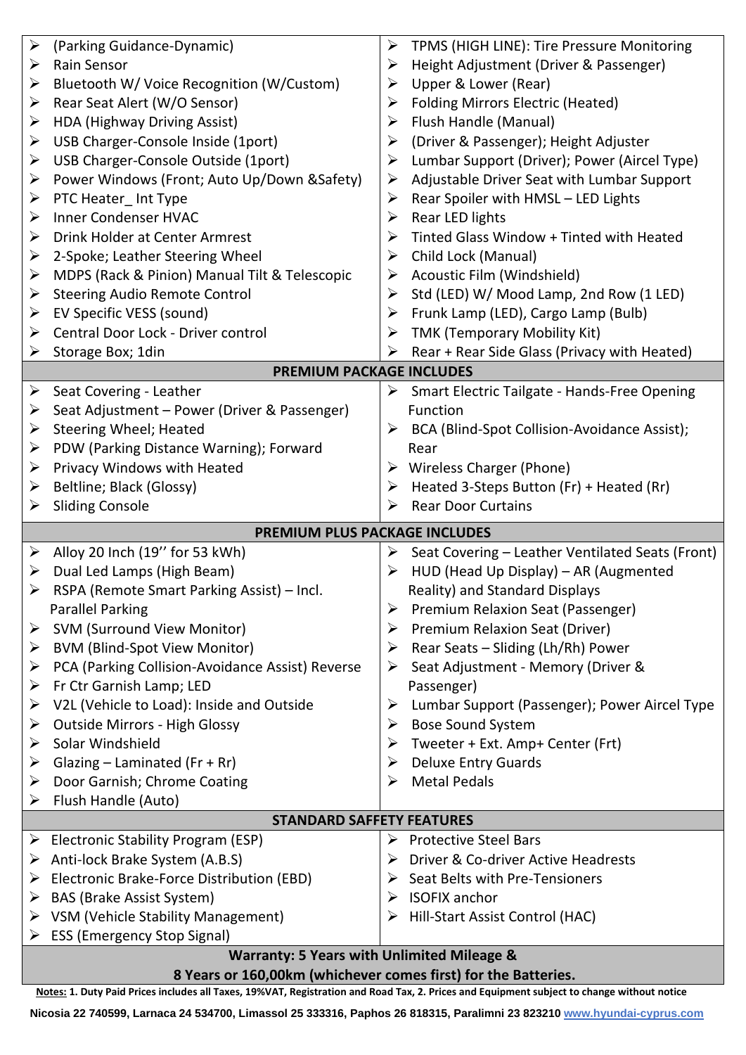| | |
|---|---|
| ➢ (Parking Guidance-Dynamic)<br>➢ Rain Sensor<br>➢ Bluetooth W/ Voice Recognition (W/Custom)<br>➢ Rear Seat Alert (W/O Sensor)<br>➢ HDA (Highway Driving Assist)<br>➢ USB Charger-Console Inside (1port)<br>➢ USB Charger-Console Outside (1port)<br>➢ Power Windows (Front; Auto Up/Down &Safety)<br>➢ PTC Heater_ Int Type<br>➢ Inner Condenser HVAC<br>➢ Drink Holder at Center Armrest<br>➢ 2-Spoke; Leather Steering Wheel<br>➢ MDPS (Rack & Pinion) Manual Tilt & Telescopic<br>➢ Steering Audio Remote Control<br>➢ EV Specific VESS (sound)<br>➢ Central Door Lock - Driver control<br>➢ Storage Box; 1din | ➢ TPMS (HIGH LINE): Tire Pressure Monitoring<br>➢ Height Adjustment (Driver & Passenger)<br>➢ Upper & Lower (Rear)<br>➢ Folding Mirrors Electric (Heated)<br>➢ Flush Handle (Manual)<br>➢ (Driver & Passenger); Height Adjuster<br>➢ Lumbar Support (Driver); Power (Aircel Type)<br>➢ Adjustable Driver Seat with Lumbar Support<br>➢ Rear Spoiler with HMSL – LED Lights<br>➢ Rear LED lights<br>➢ Tinted Glass Window + Tinted with Heated<br>➢ Child Lock (Manual)<br>➢ Acoustic Film (Windshield)<br>➢ Std (LED) W/ Mood Lamp, 2nd Row (1 LED)<br>➢ Frunk Lamp (LED), Cargo Lamp (Bulb)<br>➢ TMK (Temporary Mobility Kit)<br>➢ Rear + Rear Side Glass (Privacy with Heated) |
| **PREMIUM PACKAGE INCLUDES** | |
| ➢ Seat Covering - Leather<br>➢ Seat Adjustment – Power (Driver & Passenger)<br>➢ Steering Wheel; Heated<br>➢ PDW (Parking Distance Warning); Forward<br>➢ Privacy Windows with Heated<br>➢ Beltline; Black (Glossy)<br>➢ Sliding Console | ➢ Smart Electric Tailgate - Hands-Free Opening Function<br>➢ BCA (Blind-Spot Collision-Avoidance Assist); Rear<br>➢ Wireless Charger (Phone)<br>➢ Heated 3-Steps Button (Fr) + Heated (Rr)<br>➢ Rear Door Curtains |
| **PREMIUM PLUS PACKAGE INCLUDES** | |
| ➢ Alloy 20 Inch (19'' for 53 kWh)<br>➢ Dual Led Lamps (High Beam)<br>➢ RSPA (Remote Smart Parking Assist) – Incl. Parallel Parking<br>➢ SVM (Surround View Monitor)<br>➢ BVM (Blind-Spot View Monitor)<br>➢ PCA (Parking Collision-Avoidance Assist) Reverse<br>➢ Fr Ctr Garnish Lamp; LED<br>➢ V2L (Vehicle to Load): Inside and Outside<br>➢ Outside Mirrors - High Glossy<br>➢ Solar Windshield<br>➢ Glazing – Laminated (Fr + Rr)<br>➢ Door Garnish; Chrome Coating<br>➢ Flush Handle (Auto) | ➢ Seat Covering – Leather Ventilated Seats (Front)<br>➢ HUD (Head Up Display) – AR (Augmented Reality) and Standard Displays<br>➢ Premium Relaxion Seat (Passenger)<br>➢ Premium Relaxion Seat (Driver)<br>➢ Rear Seats – Sliding (Lh/Rh) Power<br>➢ Seat Adjustment - Memory (Driver & Passenger)<br>➢ Lumbar Support (Passenger); Power Aircel Type<br>➢ Bose Sound System<br>➢ Tweeter + Ext. Amp+ Center (Frt)<br>➢ Deluxe Entry Guards<br>➢ Metal Pedals |
| **STANDARD SAFFETY FEATURES** | |
| ➢ Electronic Stability Program (ESP)<br>➢ Anti-lock Brake System (A.B.S)<br>➢ Electronic Brake-Force Distribution (EBD)<br>➢ BAS (Brake Assist System)<br>➢ VSM (Vehicle Stability Management)<br>➢ ESS (Emergency Stop Signal) | ➢ Protective Steel Bars<br>➢ Driver & Co-driver Active Headrests<br>➢ Seat Belts with Pre-Tensioners<br>➢ ISOFIX anchor<br>➢ Hill-Start Assist Control (HAC) |
| **Warranty: 5 Years with Unlimited Mileage & 8 Years or 160,00km (whichever comes first) for the Batteries.** | |

**Notes: 1. Duty Paid Prices includes all Taxes, 19%VAT, Registration and Road Tax, 2. Prices and Equipment subject to change without notice**

**Nicosia 22 740599, Larnaca 24 534700, Limassol 25 333316, Paphos 26 818315, Paralimni 23 823210 www.hyundai-cyprus.com**